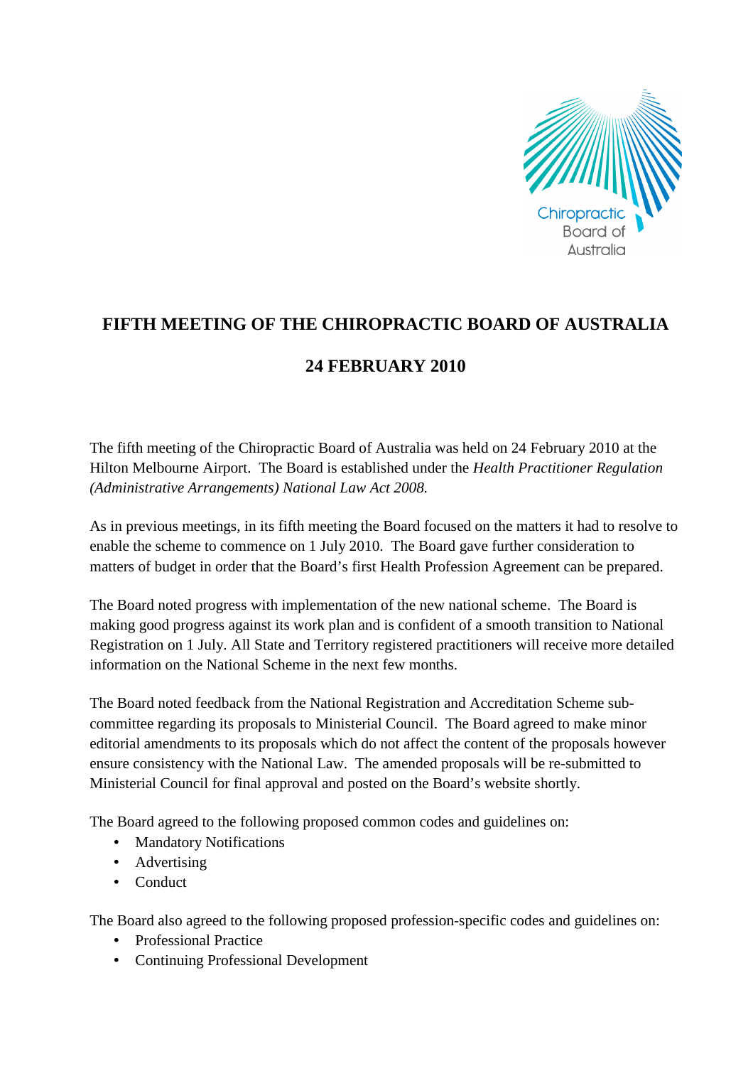# FIFTH MEETING OF THE CHIROPRACTIC BOARD OF AUSTRALIA

## 24 FEBRUARY 2010

The fifth meeting of the Chiropractic Board of Australia was held on 24 February 2010 at the Hilton Melbourne Airport. The Board is established under the *Health Practitioner Regulation (Administrative Arrangements) National Law Act 2008.*

As in previous meetings, in its fifth meeting the Board focused on the matters it had to resolve to enable the scheme to commence on 1 July 2010. The Board gave further consideration to matters of budget in order that the Board's first Health Profession Agreement can be prepared.

The Board noted progress with implementation of the new national scheme. The Board is making good progress against its work plan and is confident of a smooth transition to National Registration on 1 July. All State and Territory registered practitioners will receive more detailed information on the National Scheme in the next few months.

The Board noted feedback from the National Registration and Accreditation Scheme sub-committee regarding its proposals to Ministerial Council. The Board agreed to make minor editorial amendments to its proposals which do not affect the content of the proposals however ensure consistency with the National Law. The amended proposals will be re-submitted to Ministerial Council for final approval and posted on the Board's website shortly.

The Board agreed to the following proposed common codes and guidelines on:

- Mandatory Notifications
- Advertising
- Conduct

The Board also agreed to the following proposed profession-specific codes and guidelines on:

- Professional Practice
- Continuing Professional Development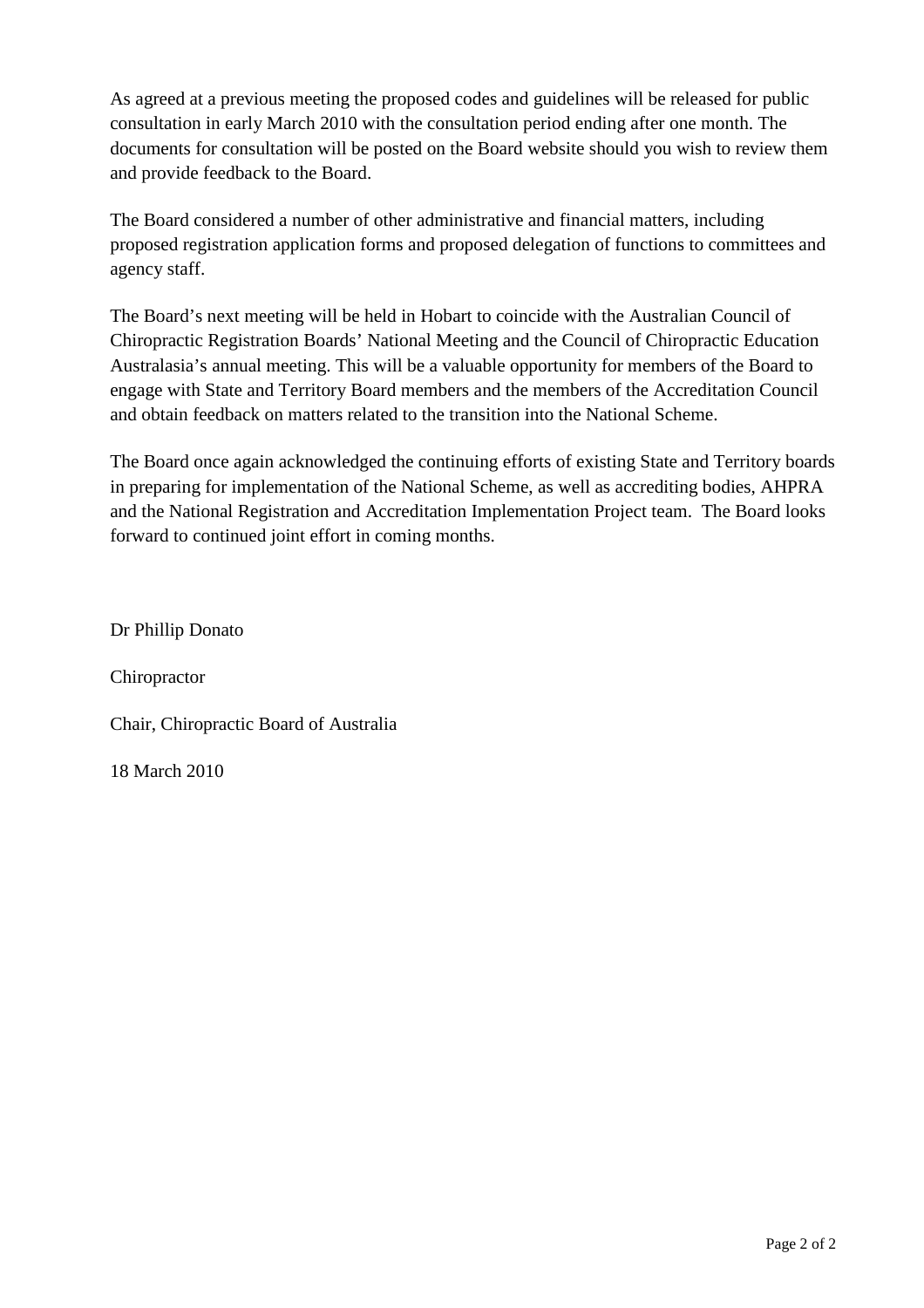As agreed at a previous meeting the proposed codes and guidelines will be released for public consultation in early March 2010 with the consultation period ending after one month. The documents for consultation will be posted on the Board website should you wish to review them and provide feedback to the Board.

The Board considered a number of other administrative and financial matters, including proposed registration application forms and proposed delegation of functions to committees and agency staff.

The Board's next meeting will be held in Hobart to coincide with the Australian Council of Chiropractic Registration Boards' National Meeting and the Council of Chiropractic Education Australasia's annual meeting. This will be a valuable opportunity for members of the Board to engage with State and Territory Board members and the members of the Accreditation Council and obtain feedback on matters related to the transition into the National Scheme.

The Board once again acknowledged the continuing efforts of existing State and Territory boards in preparing for implementation of the National Scheme, as well as accrediting bodies, AHPRA and the National Registration and Accreditation Implementation Project team. The Board looks forward to continued joint effort in coming months.

Dr Phillip Donato

Chiropractor

Chair, Chiropractic Board of Australia

18 March 2010